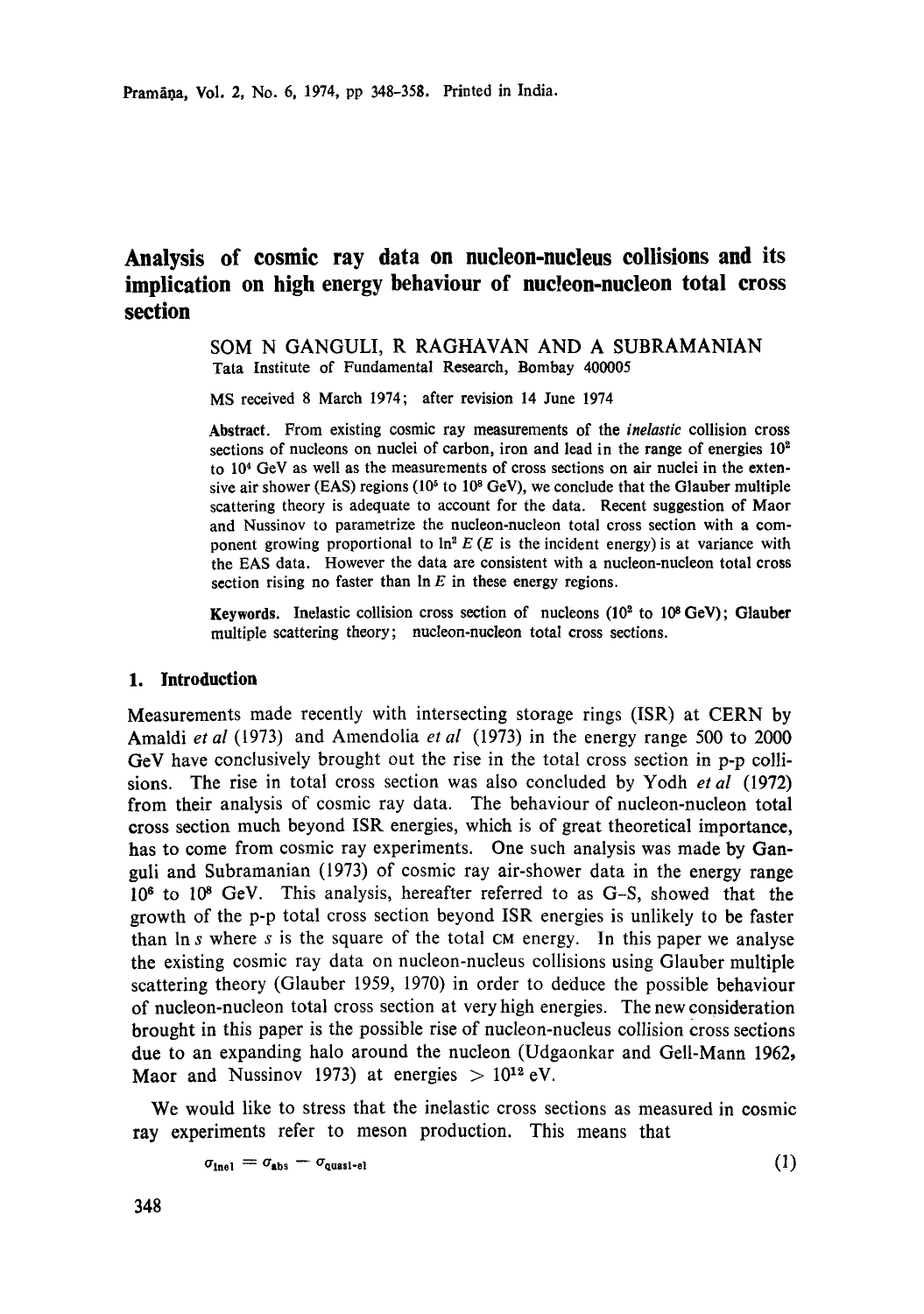# Analysis of cosmic ray data on nucleon-nucleus collisions and its implication on high energy behaviour of nucleon-nucleon total cross section

SOM N GANGULI, R RAGHAVAN AND A SUBRAMANIAN

Tata Institute of Fundamental Research, Bombay 400005

MS received 8 March 1974; after revision 14 June 1974

**Abstract.** From existing cosmic ray measurements of the *inelastic* collision cross sections of nucleons on nuclei of carbon, iron and lead in the range of energies $10^2$ to $10^4$ GeV as well as the measurements of cross sections on air nuclei in the extensive air shower (EAS) regions ($10^5$ to $10^8$ GeV), we conclude that the Glauber multiple scattering theory is adequate to account for the data. Recent suggestion of Maor and Nussinov to parametrize the nucleon-nucleon total cross section with a component growing proportional to $\ln^2 E$ ($E$ is the incident energy) is at variance with the EAS data. However the data are consistent with a nucleon-nucleon total cross section rising no faster than $\ln E$ in these energy regions.

**Keywords.** Inelastic collision cross section of nucleons ($10^2$ to $10^8$ GeV); Glauber multiple scattering theory; nucleon-nucleon total cross sections.

## 1. Introduction

Measurements made recently with intersecting storage rings (ISR) at CERN by Amaldi *et al* (1973) and Amendolia *et al* (1973) in the energy range 500 to 2000 GeV have conclusively brought out the rise in the total cross section in p-p collisions. The rise in total cross section was also concluded by Yodh *et al* (1972) from their analysis of cosmic ray data. The behaviour of nucleon-nucleon total cross section much beyond ISR energies, which is of great theoretical importance, has to come from cosmic ray experiments. One such analysis was made by Ganguli and Subramanian (1973) of cosmic ray air-shower data in the energy range $10^6$ to $10^8$ GeV. This analysis, hereafter referred to as G–S, showed that the growth of the p-p total cross section beyond ISR energies is unlikely to be faster than $\ln s$ where $s$ is the square of the total CM energy. In this paper we analyse the existing cosmic ray data on nucleon-nucleus collisions using Glauber multiple scattering theory (Glauber 1959, 1970) in order to deduce the possible behaviour of nucleon-nucleon total cross section at very high energies. The new consideration brought in this paper is the possible rise of nucleon-nucleus collision cross sections due to an expanding halo around the nucleon (Udgaonkar and Gell-Mann 1962, Maor and Nussinov 1973) at energies $> 10^{12}$ eV.

We would like to stress that the inelastic cross sections as measured in cosmic ray experiments refer to meson production. This means that

$$\sigma_{\text{inel}} = \sigma_{\text{abs}} - \sigma_{\text{quasi-el}} \tag{1}$$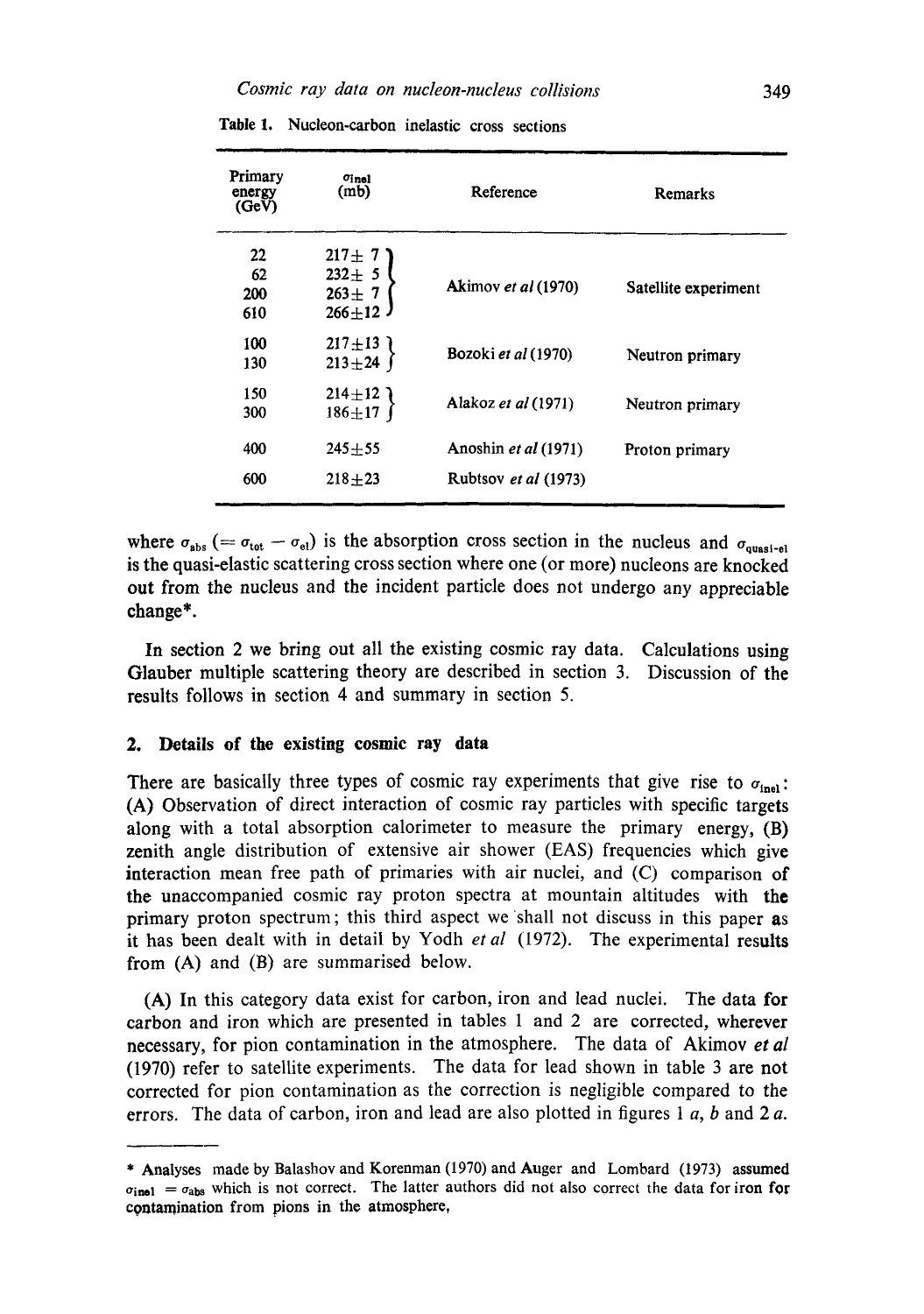Table 1. Nucleon-carbon inelastic cross sections

| Primary energy (GeV) | $\sigma_{inel}$ (mb) | Reference | Remarks |
|---|---|---|---|
| 22 | 217± 7 | Akimov *et al* (1970) | Satellite experiment |
| 62 | 232± 5 | | |
| 200 | 263± 7 | | |
| 610 | 266±12 | | |
| 100 | 217±13 | Bozoki *et al* (1970) | Neutron primary |
| 130 | 213±24 | | |
| 150 | 214±12 | Alakoz *et al* (1971) | Neutron primary |
| 300 | 186±17 | | |
| 400 | 245±55 | Anoshin *et al* (1971) | Proton primary |
| 600 | 218±23 | Rubtsov *et al* (1973) | |

where $\sigma_{abs}$ ($= \sigma_{tot} - \sigma_{el}$) is the absorption cross section in the nucleus and $\sigma_{quasi\text{-}el}$ is the quasi-elastic scattering cross section where one (or more) nucleons are knocked out from the nucleus and the incident particle does not undergo any appreciable change*.

In section 2 we bring out all the existing cosmic ray data. Calculations using Glauber multiple scattering theory are described in section 3. Discussion of the results follows in section 4 and summary in section 5.

## 2. Details of the existing cosmic ray data

There are basically three types of cosmic ray experiments that give rise to $\sigma_{inel}$: (A) Observation of direct interaction of cosmic ray particles with specific targets along with a total absorption calorimeter to measure the primary energy, (B) zenith angle distribution of extensive air shower (EAS) frequencies which give interaction mean free path of primaries with air nuclei, and (C) comparison of the unaccompanied cosmic ray proton spectra at mountain altitudes with the primary proton spectrum; this third aspect we shall not discuss in this paper as it has been dealt with in detail by Yodh *et al* (1972). The experimental results from (A) and (B) are summarised below.

(A) In this category data exist for carbon, iron and lead nuclei. The data for carbon and iron which are presented in tables 1 and 2 are corrected, wherever necessary, for pion contamination in the atmosphere. The data of Akimov *et al* (1970) refer to satellite experiments. The data for lead shown in table 3 are not corrected for pion contamination as the correction is negligible compared to the errors. The data of carbon, iron and lead are also plotted in figures 1 *a*, *b* and 2 *a*.

---

* Analyses made by Balashov and Korenman (1970) and Auger and Lombard (1973) assumed $\sigma_{inel} = \sigma_{abs}$ which is not correct. The latter authors did not also correct the data for iron for contamination from pions in the atmosphere.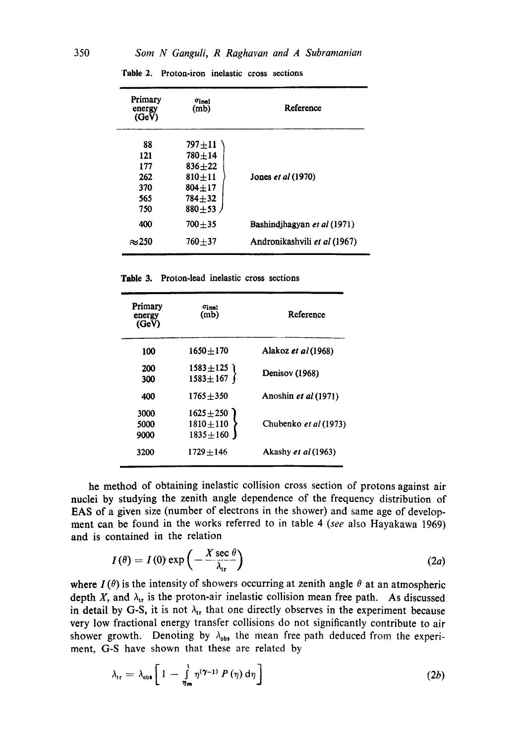Table 2. Proton-iron inelastic cross sections

| Primary energy (GeV) | $\sigma_{inel}$ (mb) | Reference |
|---|---|---|
| 88 | 797±11 | Jones *et al* (1970) |
| 121 | 780±14 | |
| 177 | 836±22 | |
| 262 | 810±11 | |
| 370 | 804±17 | |
| 565 | 784±32 | |
| 750 | 880±53 | |
| 400 | 700±35 | Bashindjhagyan *et al* (1971) |
| ≈250 | 760±37 | Andronikashvili *et al* (1967) |

Table 3. Proton-lead inelastic cross sections

| Primary energy (GeV) | $\sigma_{inel}$ (mb) | Reference |
|---|---|---|
| 100 | 1650±170 | Alakoz *et al* (1968) |
| 200 | 1583±125 | Denisov (1968) |
| 300 | 1583±167 | |
| 400 | 1765±350 | Anoshin *et al* (1971) |
| 3000 | 1625±250 | Chubenko *et al* (1973) |
| 5000 | 1810±110 | |
| 9000 | 1835±160 | |
| 3200 | 1729±146 | Akashy *et al* (1963) |

he method of obtaining inelastic collision cross section of protons against air nuclei by studying the zenith angle dependence of the frequency distribution of EAS of a given size (number of electrons in the shower) and same age of development can be found in the works referred to in table 4 (*see* also Hayakawa 1969) and is contained in the relation

$$I(\theta) = I(0) \exp\left(-\frac{X \sec \theta}{\lambda_{tr}}\right) \tag{2a}$$

where $I(\theta)$ is the intensity of showers occurring at zenith angle $\theta$ at an atmospheric depth $X$, and $\lambda_{tr}$ is the proton-air inelastic collision mean free path. As discussed in detail by G-S, it is not $\lambda_{tr}$ that one directly observes in the experiment because very low fractional energy transfer collisions do not significantly contribute to air shower growth. Denoting by $\lambda_{obs}$ the mean free path deduced from the experiment, G-S have shown that these are related by

$$\lambda_{tr} = \lambda_{obs}\left[1 - \int_{\eta_m}^{1} \eta^{(\gamma-1)} P(\eta)\, d\eta\right] \tag{2b}$$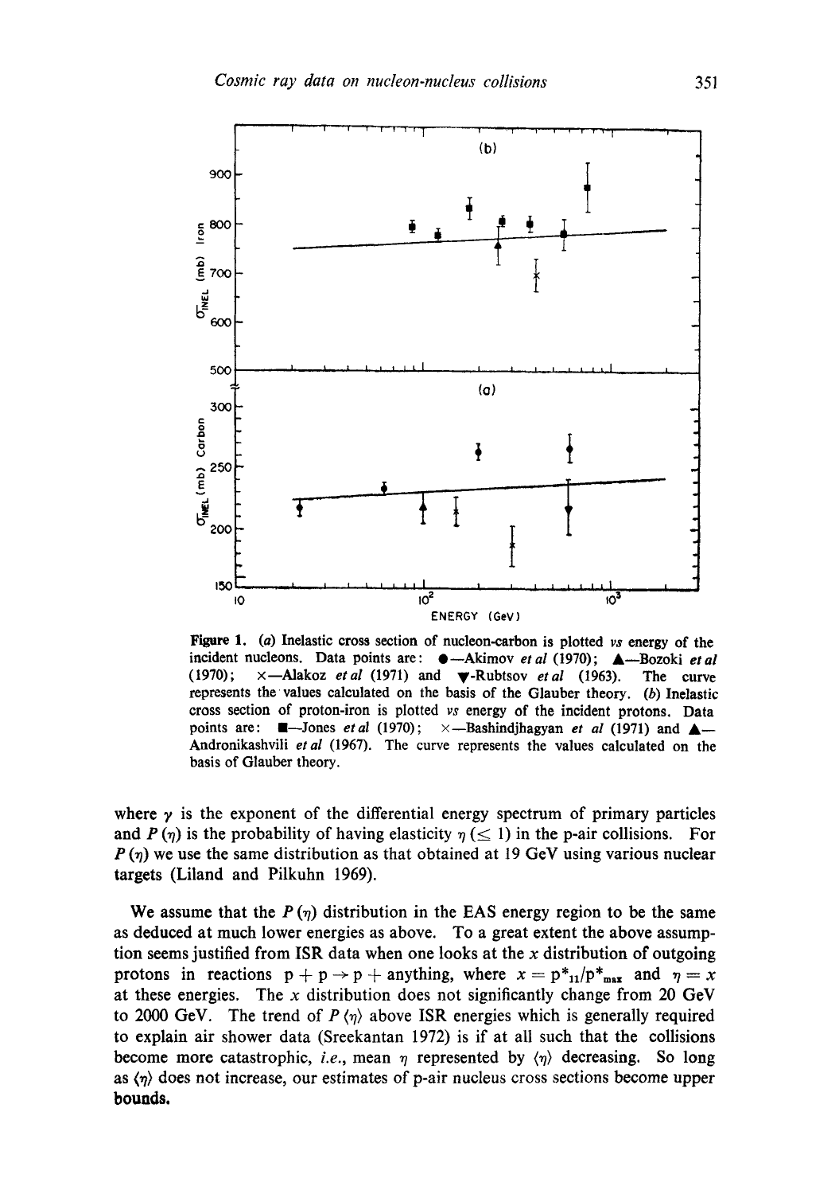**Figure 1.** (*a*) Inelastic cross section of nucleon-carbon is plotted *vs* energy of the incident nucleons. Data points are: ●—Akimov *et al* (1970); ▲—Bozoki *et al* (1970); ×—Alakoz *et al* (1971) and ▼-Rubtsov *et al* (1963). The curve represents the values calculated on the basis of the Glauber theory. (*b*) Inelastic cross section of proton-iron is plotted *vs* energy of the incident protons. Data points are: ■—Jones *et al* (1970); ×—Bashindjhagyan *et al* (1971) and ▲—Andronikashvili *et al* (1967). The curve represents the values calculated on the basis of Glauber theory.

where $\gamma$ is the exponent of the differential energy spectrum of primary particles and $P(\eta)$ is the probability of having elasticity $\eta$ ($\leq 1$) in the p-air collisions. For $P(\eta)$ we use the same distribution as that obtained at 19 GeV using various nuclear targets (Liland and Pilkuhn 1969).

We assume that the $P(\eta)$ distribution in the EAS energy region to be the same as deduced at much lower energies as above. To a great extent the above assumption seems justified from ISR data when one looks at the $x$ distribution of outgoing protons in reactions $p + p \rightarrow p +$ anything, where $x = p^*_{11}/p^*_{max}$ and $\eta = x$ at these energies. The $x$ distribution does not significantly change from 20 GeV to 2000 GeV. The trend of $P\langle\eta\rangle$ above ISR energies which is generally required to explain air shower data (Sreekantan 1972) is if at all such that the collisions become more catastrophic, *i.e.*, mean $\eta$ represented by $\langle\eta\rangle$ decreasing. So long as $\langle\eta\rangle$ does not increase, our estimates of p-air nucleus cross sections become upper bounds.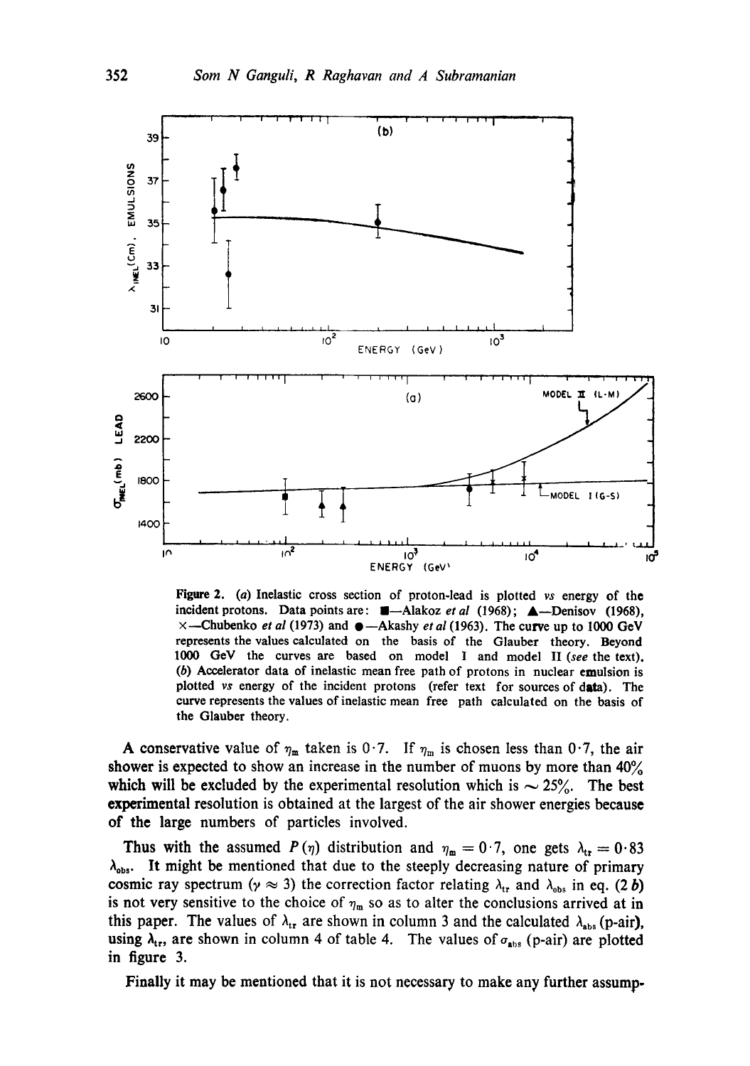Figure 2. (*a*) Inelastic cross section of proton-lead is plotted *vs* energy of the incident protons. Data points are: ■—Alakoz *et al* (1968); ▲—Denisov (1968), ×—Chubenko *et al* (1973) and ●—Akashy *et al* (1963). The curve up to 1000 GeV represents the values calculated on the basis of the Glauber theory. Beyond 1000 GeV the curves are based on model I and model II (*see* the text). (*b*) Accelerator data of inelastic mean free path of protons in nuclear emulsion is plotted *vs* energy of the incident protons (refer text for sources of data). The curve represents the values of inelastic mean free path calculated on the basis of the Glauber theory.

A conservative value of $\eta_m$ taken is 0·7. If $\eta_m$ is chosen less than 0·7, the air shower is expected to show an increase in the number of muons by more than 40% which will be excluded by the experimental resolution which is $\sim$ 25%. The best experimental resolution is obtained at the largest of the air shower energies because of the large numbers of particles involved.

Thus with the assumed $P(\eta)$ distribution and $\eta_m = 0{\cdot}7$, one gets $\lambda_{tr} = 0{\cdot}83\ \lambda_{obs}$. It might be mentioned that due to the steeply decreasing nature of primary cosmic ray spectrum ($\gamma \approx 3$) the correction factor relating $\lambda_{tr}$ and $\lambda_{obs}$ in eq. (2 *b*) is not very sensitive to the choice of $\eta_m$ so as to alter the conclusions arrived at in this paper. The values of $\lambda_{tr}$ are shown in column 3 and the calculated $\lambda_{abs}$ (p-air), using $\lambda_{tr}$, are shown in column 4 of table 4. The values of $\sigma_{abs}$ (p-air) are plotted in figure 3.

Finally it may be mentioned that it is not necessary to make any further assump-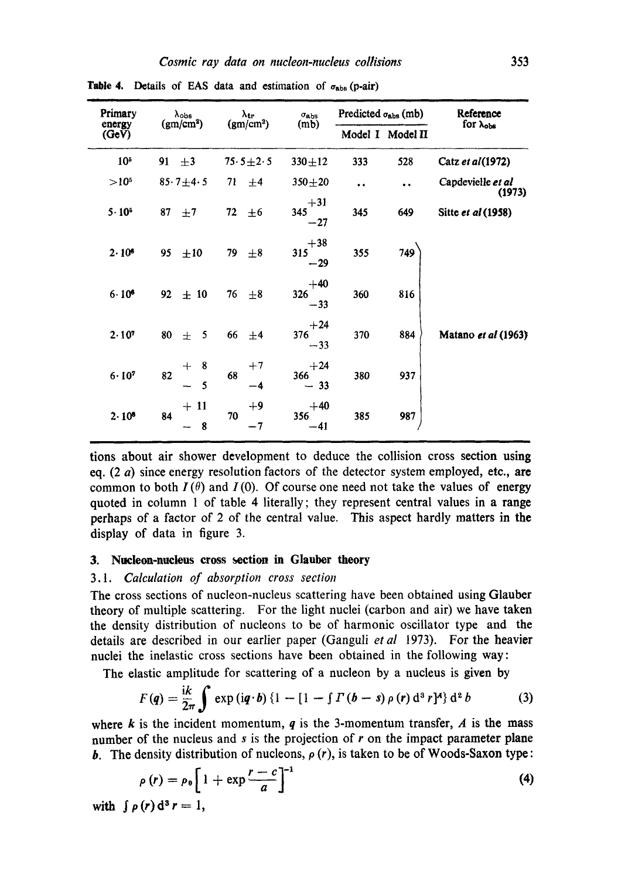**Table 4.** Details of EAS data and estimation of $\sigma_{abs}$ (p-air)

| Primary energy (GeV) | $\lambda_{obs}$ (gm/cm²) | $\lambda_{tr}$ (gm/cm²) | $\sigma_{abs}$ (mb) | Predicted $\sigma_{abs}$ (mb) | | Reference for $\lambda_{obs}$ |
|---|---|---|---|---|---|---|
| | | | | Model I | Model II | |
| $10^5$ | $91 \pm 3$ | $75.5 \pm 2.5$ | $330 \pm 12$ | 333 | 528 | Catz *et al*(1972) |
| $>10^5$ | $85.7 \pm 4.5$ | $71 \pm 4$ | $350 \pm 20$ | .. | .. | Capdevielle *et al* (1973) |
| $5 \cdot 10^5$ | $87 \pm 7$ | $72 \pm 6$ | $345^{+31}_{-27}$ | 345 | 649 | Sitte *et al* (1958) |
| $2 \cdot 10^6$ | $95 \pm 10$ | $79 \pm 8$ | $315^{+38}_{-29}$ | 355 | 749 | Matano *et al* (1963) |
| $6 \cdot 10^6$ | $92 \pm 10$ | $76 \pm 8$ | $326^{+40}_{-33}$ | 360 | 816 | Matano *et al* (1963) |
| $2 \cdot 10^7$ | $80 \pm 5$ | $66 \pm 4$ | $376^{+24}_{-33}$ | 370 | 884 | Matano *et al* (1963) |
| $6 \cdot 10^7$ | $82^{+8}_{-5}$ | $68^{+7}_{-4}$ | $366^{+24}_{-33}$ | 380 | 937 | Matano *et al* (1963) |
| $2 \cdot 10^8$ | $84^{+11}_{-8}$ | $70^{+9}_{-7}$ | $356^{+40}_{-41}$ | 385 | 987 | Matano *et al* (1963) |

tions about air shower development to deduce the collision cross section using eq. (2 *a*) since energy resolution factors of the detector system employed, etc., are common to both $I(\theta)$ and $I(0)$. Of course one need not take the values of energy quoted in column 1 of table 4 literally; they represent central values in a range perhaps of a factor of 2 of the central value. This aspect hardly matters in the display of data in figure 3.

## 3. Nucleon-nucleus cross section in Glauber theory

### 3.1. *Calculation of absorption cross section*

The cross sections of nucleon-nucleus scattering have been obtained using Glauber theory of multiple scattering. For the light nuclei (carbon and air) we have taken the density distribution of nucleons to be of harmonic oscillator type and the details are described in our earlier paper (Ganguli *et al* 1973). For the heavier nuclei the inelastic cross sections have been obtained in the following way:

The elastic amplitude for scattering of a nucleon by a nucleus is given by

$$F(\boldsymbol{q}) = \frac{ik}{2\pi} \int \exp(i\boldsymbol{q} \cdot \boldsymbol{b}) \{1 - [1 - \int \Gamma(\boldsymbol{b} - \boldsymbol{s}) \rho(\boldsymbol{r}) \, d^3 r]^A\} \, d^2 b \tag{3}$$

where $k$ is the incident momentum, $\boldsymbol{q}$ is the 3-momentum transfer, $A$ is the mass number of the nucleus and $\boldsymbol{s}$ is the projection of $\boldsymbol{r}$ on the impact parameter plane $\boldsymbol{b}$. The density distribution of nucleons, $\rho(\boldsymbol{r})$, is taken to be of Woods-Saxon type:

$$\rho(r) = \rho_0 \left[1 + \exp\frac{r - c}{a}\right]^{-1} \tag{4}$$

with $\int \rho(\boldsymbol{r}) \, d^3 r = 1$,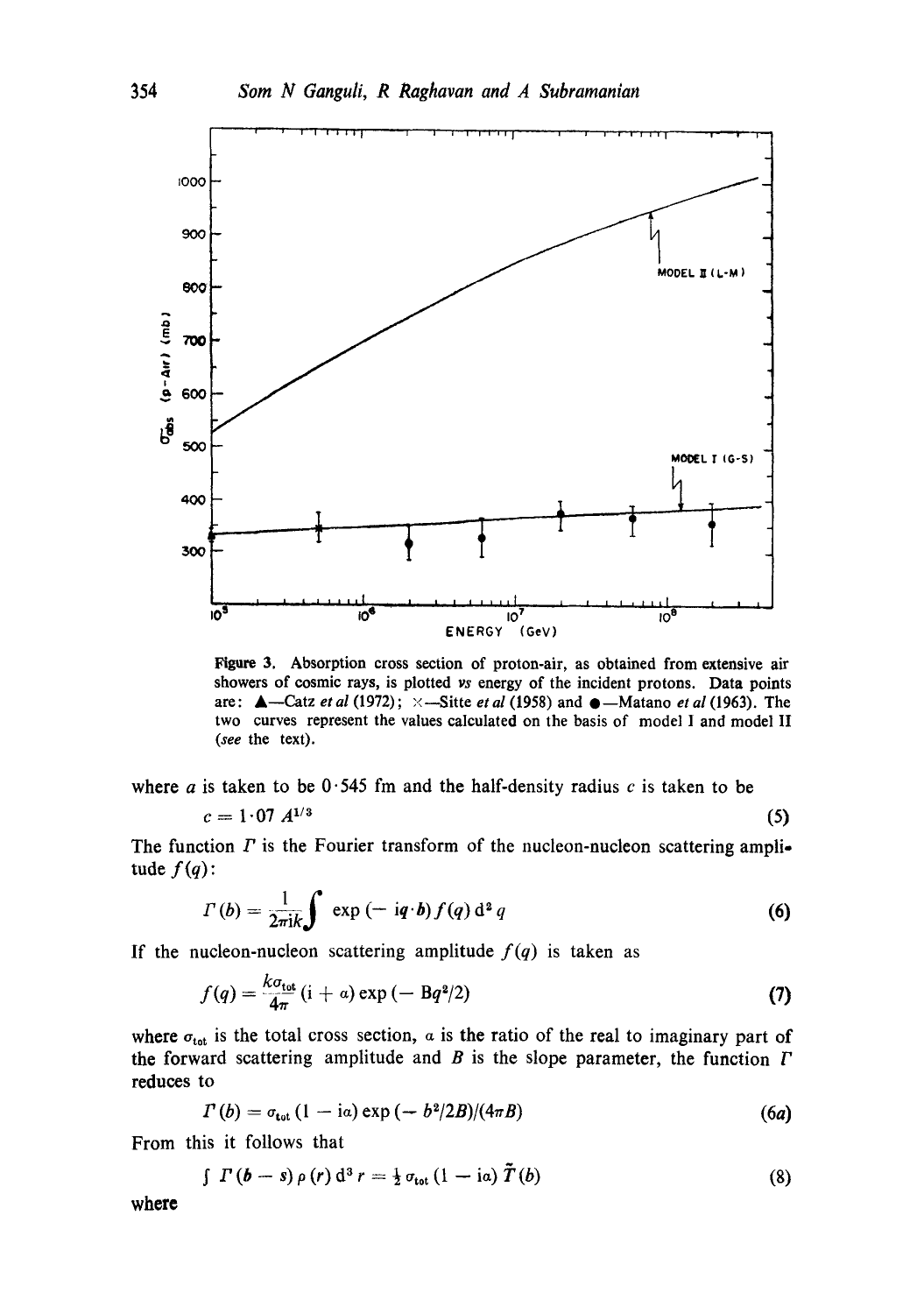Figure 3. Absorption cross section of proton-air, as obtained from extensive air showers of cosmic rays, is plotted *vs* energy of the incident protons. Data points are: ▲—Catz *et al* (1972); ×—Sitte *et al* (1958) and ●—Matano *et al* (1963). The two curves represent the values calculated on the basis of model I and model II (*see* the text).

where $a$ is taken to be 0·545 fm and the half-density radius $c$ is taken to be

$$c = 1{\cdot}07\, A^{1/3} \tag{5}$$

The function $\Gamma$ is the Fourier transform of the nucleon-nucleon scattering amplitude $f(q)$:

$$\Gamma(b) = \frac{1}{2\pi i k}\int \exp(-\,iq\cdot b)\, f(q)\, d^2 q \tag{6}$$

If the nucleon-nucleon scattering amplitude $f(q)$ is taken as

$$f(q) = \frac{k\sigma_{tot}}{4\pi}(i + \alpha)\exp(-\,Bq^2/2) \tag{7}$$

where $\sigma_{tot}$ is the total cross section, $\alpha$ is the ratio of the real to imaginary part of the forward scattering amplitude and $B$ is the slope parameter, the function $\Gamma$ reduces to

$$\Gamma(b) = \sigma_{tot}(1 - i\alpha)\exp(-\,b^2/2B)/(4\pi B) \tag{6a}$$

From this it follows that

$$\int \Gamma(b - s)\,\rho(r)\, d^3 r = \tfrac{1}{2}\,\sigma_{tot}(1 - i\alpha)\,\tilde{T}(b) \tag{8}$$

where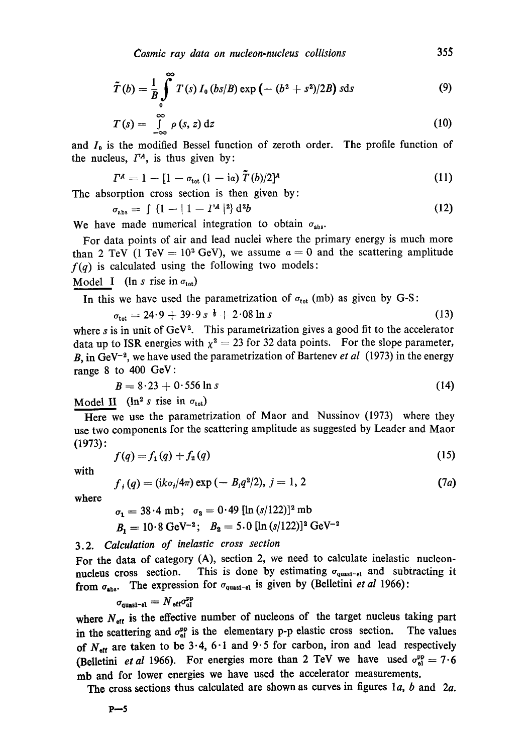$$\tilde{T}(b) = \frac{1}{B} \int_0^\infty T(s)\, I_0(bs/B) \exp\left(-(b^2 + s^2)/2B\right) s\mathrm{d}s \tag{9}$$

$$T(s) = \int_{-\infty}^{\infty} \rho(s, z)\, \mathrm{d}z \tag{10}$$

and $I_0$ is the modified Bessel function of zeroth order. The profile function of the nucleus, $\Gamma^A$, is thus given by:

$$\Gamma^A = 1 - [1 - \sigma_{\text{tot}} (1 - \mathrm{i}\alpha)\, \tilde{T}(b)/2]^A \tag{11}$$

The absorption cross section is then given by:

$$\sigma_{\text{abs}} = \int \{1 - |1 - \Gamma^A|^2\}\, \mathrm{d}^2 b \tag{12}$$

We have made numerical integration to obtain $\sigma_{\text{abs}}$.

For data points of air and lead nuclei where the primary energy is much more than 2 TeV (1 TeV $= 10^3$ GeV), we assume $\alpha = 0$ and the scattering amplitude $f(q)$ is calculated using the following two models:

<u>Model I</u> ($\ln s$ rise in $\sigma_{\text{tot}}$)

In this we have used the parametrization of $\sigma_{\text{tot}}$ (mb) as given by G-S:

$$\sigma_{\text{tot}} = 24 \cdot 9 + 39 \cdot 9\, s^{-\frac{1}{2}} + 2 \cdot 08 \ln s \tag{13}$$

where $s$ is in unit of GeV$^2$. This parametrization gives a good fit to the accelerator data up to ISR energies with $\chi^2 = 23$ for 32 data points. For the slope parameter, $B$, in GeV$^{-2}$, we have used the parametrization of Bartenev *et al* (1973) in the energy range 8 to 400 GeV:

$$B = 8 \cdot 23 + 0 \cdot 556 \ln s \tag{14}$$

<u>Model II</u> ($\ln^2 s$ rise in $\sigma_{\text{tot}}$)

Here we use the parametrization of Maor and Nussinov (1973) where they use two components for the scattering amplitude as suggested by Leader and Maor (1973):

$$f(q) = f_1(q) + f_2(q) \tag{15}$$

with

$$f_j(q) = (\mathrm{i}k\sigma_j/4\pi) \exp(-B_j q^2/2),\ j = 1, 2 \tag{7a}$$

where

$$\sigma_1 = 38 \cdot 4 \text{ mb};\quad \sigma_2 = 0 \cdot 49\, [\ln (s/122)]^2 \text{ mb}$$

$$B_1 = 10 \cdot 8 \text{ GeV}^{-2};\quad B_2 = 5 \cdot 0\, [\ln (s/122)]^2 \text{ GeV}^{-2}$$

### 3.2. *Calculation of inelastic cross section*

For the data of category (A), section 2, we need to calculate inelastic nucleon-nucleus cross section. This is done by estimating $\sigma_{\text{quasi-el}}$ and subtracting it from $\sigma_{\text{abs}}$. The expression for $\sigma_{\text{quasi-el}}$ is given by (Belletini *et al* 1966):

$$\sigma_{\text{quasi-el}} = N_{\text{eff}}\, \sigma_{\text{el}}^{\text{pp}}$$

where $N_{\text{eff}}$ is the effective number of nucleons of the target nucleus taking part in the scattering and $\sigma_{\text{el}}^{\text{pp}}$ is the elementary p-p elastic cross section. The values of $N_{\text{eff}}$ are taken to be $3 \cdot 4$, $6 \cdot 1$ and $9 \cdot 5$ for carbon, iron and lead respectively (Belletini *et al* 1966). For energies more than 2 TeV we have used $\sigma_{\text{el}}^{\text{pp}} = 7 \cdot 6$ mb and for lower energies we have used the accelerator measurements.

The cross sections thus calculated are shown as curves in figures 1*a*, *b* and 2*a*.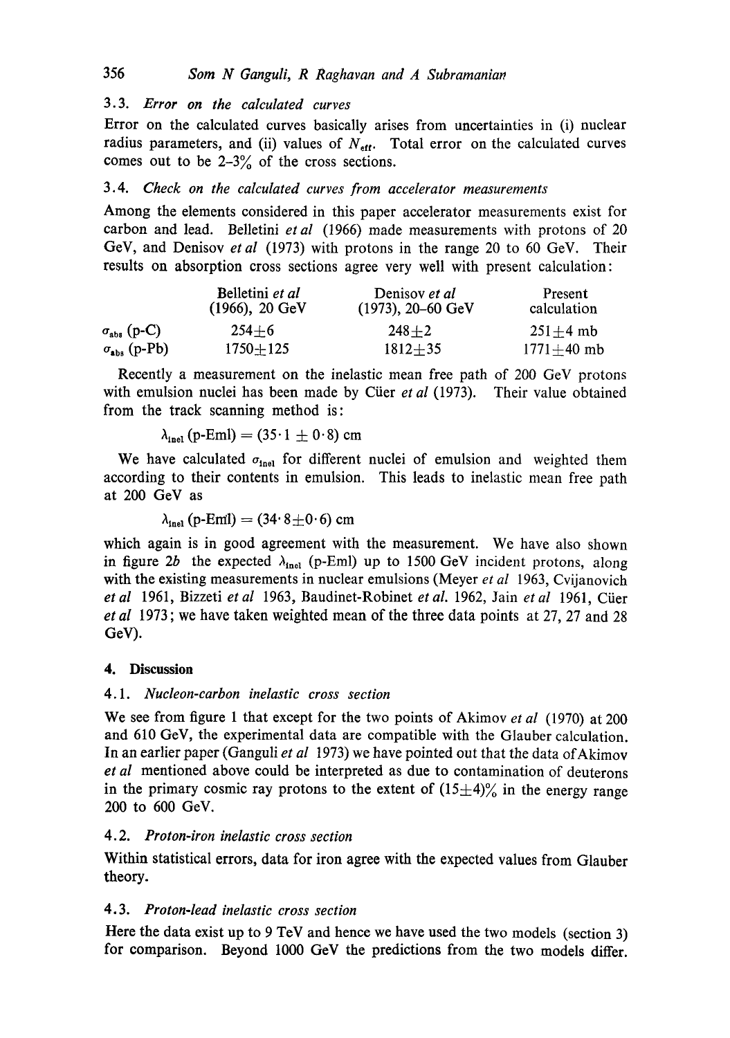### 3.3. *Error on the calculated curves*

Error on the calculated curves basically arises from uncertainties in (i) nuclear radius parameters, and (ii) values of $N_{eff}$. Total error on the calculated curves comes out to be 2–3% of the cross sections.

### 3.4. *Check on the calculated curves from accelerator measurements*

Among the elements considered in this paper accelerator measurements exist for carbon and lead. Belletini *et al* (1966) made measurements with protons of 20 GeV, and Denisov *et al* (1973) with protons in the range 20 to 60 GeV. Their results on absorption cross sections agree very well with present calculation:

| | Belletini *et al* (1966), 20 GeV | Denisov *et al* (1973), 20–60 GeV | Present calculation |
|---|---|---|---|
| $\sigma_{abs}$ (p-C) | $254 \pm 6$ | $248 \pm 2$ | $251 \pm 4$ mb |
| $\sigma_{abs}$ (p-Pb) | $1750 \pm 125$ | $1812 \pm 35$ | $1771 \pm 40$ mb |

Recently a measurement on the inelastic mean free path of 200 GeV protons with emulsion nuclei has been made by Cüer *et al* (1973). Their value obtained from the track scanning method is:

$$\lambda_{inel}\ (\text{p-Eml}) = (35 \cdot 1 \pm 0 \cdot 8)\ \text{cm}$$

We have calculated $\sigma_{inel}$ for different nuclei of emulsion and weighted them according to their contents in emulsion. This leads to inelastic mean free path at 200 GeV as

$$\lambda_{inel}\ (\text{p-Eml}) = (34 \cdot 8 \pm 0 \cdot 6)\ \text{cm}$$

which again is in good agreement with the measurement. We have also shown in figure 2*b* the expected $\lambda_{inel}$ (p-Eml) up to 1500 GeV incident protons, along with the existing measurements in nuclear emulsions (Meyer *et al* 1963, Cvijanovich *et al* 1961, Bizzeti *et al* 1963, Baudinet-Robinet *et al.* 1962, Jain *et al* 1961, Cüer *et al* 1973; we have taken weighted mean of the three data points at 27, 27 and 28 GeV).

## 4. Discussion

### 4.1. *Nucleon-carbon inelastic cross section*

We see from figure 1 that except for the two points of Akimov *et al* (1970) at 200 and 610 GeV, the experimental data are compatible with the Glauber calculation. In an earlier paper (Ganguli *et al* 1973) we have pointed out that the data of Akimov *et al* mentioned above could be interpreted as due to contamination of deuterons in the primary cosmic ray protons to the extent of (15±4)% in the energy range 200 to 600 GeV.

### 4.2. *Proton-iron inelastic cross section*

Within statistical errors, data for iron agree with the expected values from Glauber theory.

### 4.3. *Proton-lead inelastic cross section*

Here the data exist up to 9 TeV and hence we have used the two models (section 3) for comparison. Beyond 1000 GeV the predictions from the two models differ.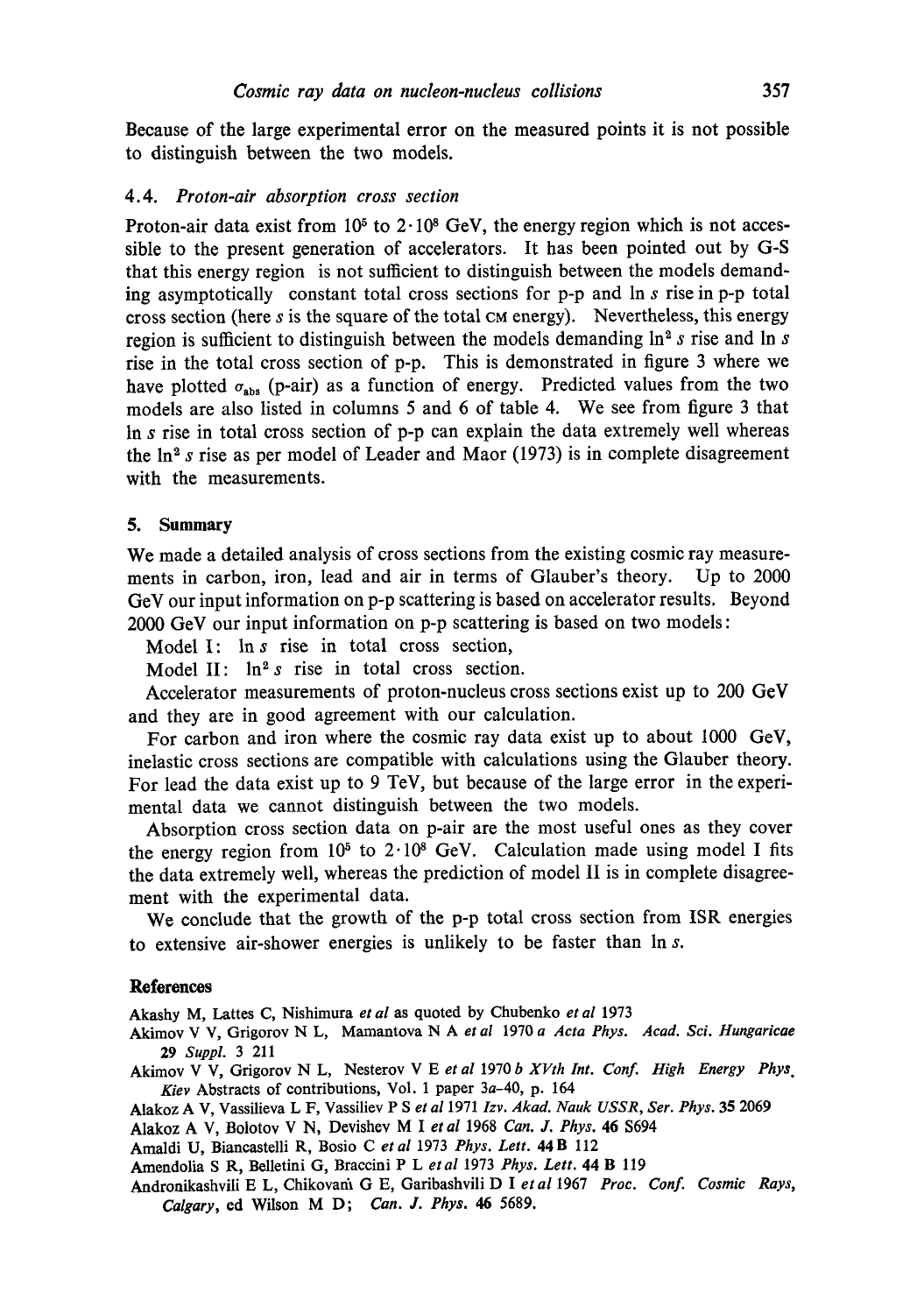Because of the large experimental error on the measured points it is not possible to distinguish between the two models.

### 4.4. *Proton-air absorption cross section*

Proton-air data exist from $10^5$ to $2 \cdot 10^8$ GeV, the energy region which is not accessible to the present generation of accelerators. It has been pointed out by G-S that this energy region is not sufficient to distinguish between the models demanding asymptotically constant total cross sections for p-p and $\ln s$ rise in p-p total cross section (here $s$ is the square of the total CM energy). Nevertheless, this energy region is sufficient to distinguish between the models demanding $\ln^2 s$ rise and $\ln s$ rise in the total cross section of p-p. This is demonstrated in figure 3 where we have plotted $\sigma_{abs}$ (p-air) as a function of energy. Predicted values from the two models are also listed in columns 5 and 6 of table 4. We see from figure 3 that $\ln s$ rise in total cross section of p-p can explain the data extremely well whereas the $\ln^2 s$ rise as per model of Leader and Maor (1973) is in complete disagreement with the measurements.

## 5. Summary

We made a detailed analysis of cross sections from the existing cosmic ray measurements in carbon, iron, lead and air in terms of Glauber's theory. Up to 2000 GeV our input information on p-p scattering is based on accelerator results. Beyond 2000 GeV our input information on p-p scattering is based on two models:

Model I: $\ln s$ rise in total cross section,

Model II: $\ln^2 s$ rise in total cross section.

Accelerator measurements of proton-nucleus cross sections exist up to 200 GeV and they are in good agreement with our calculation.

For carbon and iron where the cosmic ray data exist up to about 1000 GeV, inelastic cross sections are compatible with calculations using the Glauber theory. For lead the data exist up to 9 TeV, but because of the large error in the experimental data we cannot distinguish between the two models.

Absorption cross section data on p-air are the most useful ones as they cover the energy region from $10^5$ to $2 \cdot 10^8$ GeV. Calculation made using model I fits the data extremely well, whereas the prediction of model II is in complete disagreement with the experimental data.

We conclude that the growth of the p-p total cross section from ISR energies to extensive air-shower energies is unlikely to be faster than $\ln s$.

## References

Akashy M, Lattes C, Nishimura *et al* as quoted by Chubenko *et al* 1973

Akimov V V, Grigorov N L, Mamantova N A *et al* 1970 *a Acta Phys. Acad. Sci. Hungaricae* **29** *Suppl.* 3 211

Akimov V V, Grigorov N L, Nesterov V E *et al* 1970 *b XVth Int. Conf. High Energy Phys. Kiev* Abstracts of contributions, Vol. 1 paper 3a–40, p. 164

Alakoz A V, Vassilieva L F, Vassiliev P S *et al* 1971 *Izv. Akad. Nauk USSR, Ser. Phys.* **35** 2069

Alakoz A V, Bolotov V N, Devishev M I *et al* 1968 *Can. J. Phys.* **46** S694

Amaldi U, Biancastelli R, Bosio C *et al* 1973 *Phys. Lett.* **44 B** 112

Amendolia S R, Belletini G, Braccini P L *et al* 1973 *Phys. Lett.* **44 B** 119

Andronikashvili E L, Chikovani G E, Garibashvili D I *et al* 1967 *Proc. Conf. Cosmic Rays, Calgary*, ed Wilson M D; *Can. J. Phys.* **46** 5689.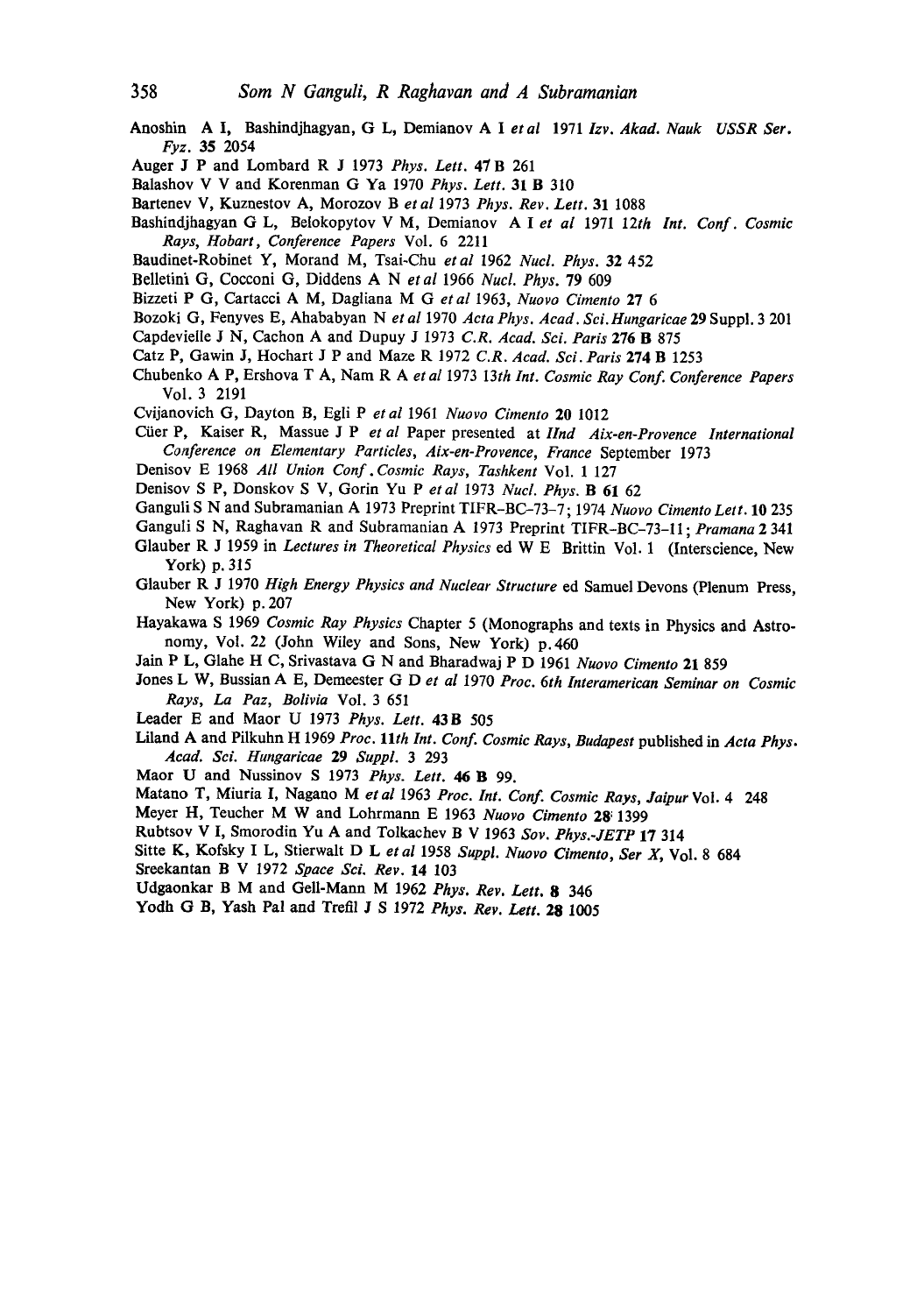Anoshin A I, Bashindjhagyan, G L, Demianov A I *et al* 1971 *Izv. Akad. Nauk USSR Ser. Fyz.* **35** 2054

Auger J P and Lombard R J 1973 *Phys. Lett.* **47 B** 261

Balashov V V and Korenman G Ya 1970 *Phys. Lett.* **31 B** 310

Bartenev V, Kuznestov A, Morozov B *et al* 1973 *Phys. Rev. Lett.* **31** 1088

Bashindjhagyan G L, Belokopytov V M, Demianov A I *et al* 1971 *12th Int. Conf. Cosmic Rays, Hobart, Conference Papers* Vol. 6 2211

Baudinet-Robinet Y, Morand M, Tsai-Chu *et al* 1962 *Nucl. Phys.* **32** 452

Belletini G, Cocconi G, Diddens A N *et al* 1966 *Nucl. Phys.* **79** 609

Bizzeti P G, Cartacci A M, Dagliana M G *et al* 1963, *Nuovo Cimento* **27** 6

Bozoki G, Fenyves E, Ahababyan N *et al* 1970 *Acta Phys. Acad. Sci. Hungaricae* **29** Suppl. 3 201

Capdevielle J N, Cachon A and Dupuy J 1973 *C.R. Acad. Sci. Paris* **276 B** 875

Catz P, Gawin J, Hochart J P and Maze R 1972 *C.R. Acad. Sci. Paris* **274 B** 1253

Chubenko A P, Ershova T A, Nam R A *et al* 1973 *13th Int. Cosmic Ray Conf. Conference Papers* Vol. 3 2191

Cvijanovich G, Dayton B, Egli P *et al* 1961 *Nuovo Cimento* **20** 1012

Cüer P, Kaiser R, Massue J P *et al* Paper presented at *IInd Aix-en-Provence International Conference on Elementary Particles, Aix-en-Provence, France* September 1973

Denisov E 1968 *All Union Conf. Cosmic Rays, Tashkent* Vol. 1 127

Denisov S P, Donskov S V, Gorin Yu P *et al* 1973 *Nucl. Phys.* **B 61** 62

Ganguli S N and Subramanian A 1973 Preprint TIFR-BC-73-7; 1974 *Nuovo Cimento Lett.* **10** 235

Ganguli S N, Raghavan R and Subramanian A 1973 Preprint TIFR-BC-73-11; *Pramana* **2** 341

Glauber R J 1959 in *Lectures in Theoretical Physics* ed W E Brittin Vol. 1 (Interscience, New York) p. 315

Glauber R J 1970 *High Energy Physics and Nuclear Structure* ed Samuel Devons (Plenum Press, New York) p. 207

Hayakawa S 1969 *Cosmic Ray Physics* Chapter 5 (Monographs and texts in Physics and Astronomy, Vol. 22 (John Wiley and Sons, New York) p. 460

Jain P L, Glahe H C, Srivastava G N and Bharadwaj P D 1961 *Nuovo Cimento* **21** 859

Jones L W, Bussian A E, Demeester G D *et al* 1970 *Proc. 6th Interamerican Seminar on Cosmic Rays, La Paz, Bolivia* Vol. 3 651

Leader E and Maor U 1973 *Phys. Lett.* **43 B** 505

Liland A and Pilkuhn H 1969 *Proc. 11th Int. Conf. Cosmic Rays, Budapest* published in *Acta Phys. Acad. Sci. Hungaricae* **29** *Suppl.* 3 293

Maor U and Nussinov S 1973 *Phys. Lett.* **46 B** 99.

Matano T, Miuria I, Nagano M *et al* 1963 *Proc. Int. Conf. Cosmic Rays, Jaipur* Vol. 4 248

Meyer H, Teucher M W and Lohrmann E 1963 *Nuovo Cimento* **28** 1399

Rubtsov V I, Smorodin Yu A and Tolkachev B V 1963 *Sov. Phys.-JETP* **17** 314

Sitte K, Kofsky I L, Stierwalt D L *et al* 1958 *Suppl. Nuovo Cimento, Ser X*, Vol. 8 684

Sreekantan B V 1972 *Space Sci. Rev.* **14** 103

Udgaonkar B M and Gell-Mann M 1962 *Phys. Rev. Lett.* **8** 346

Yodh G B, Yash Pal and Trefil J S 1972 *Phys. Rev. Lett.* **28** 1005